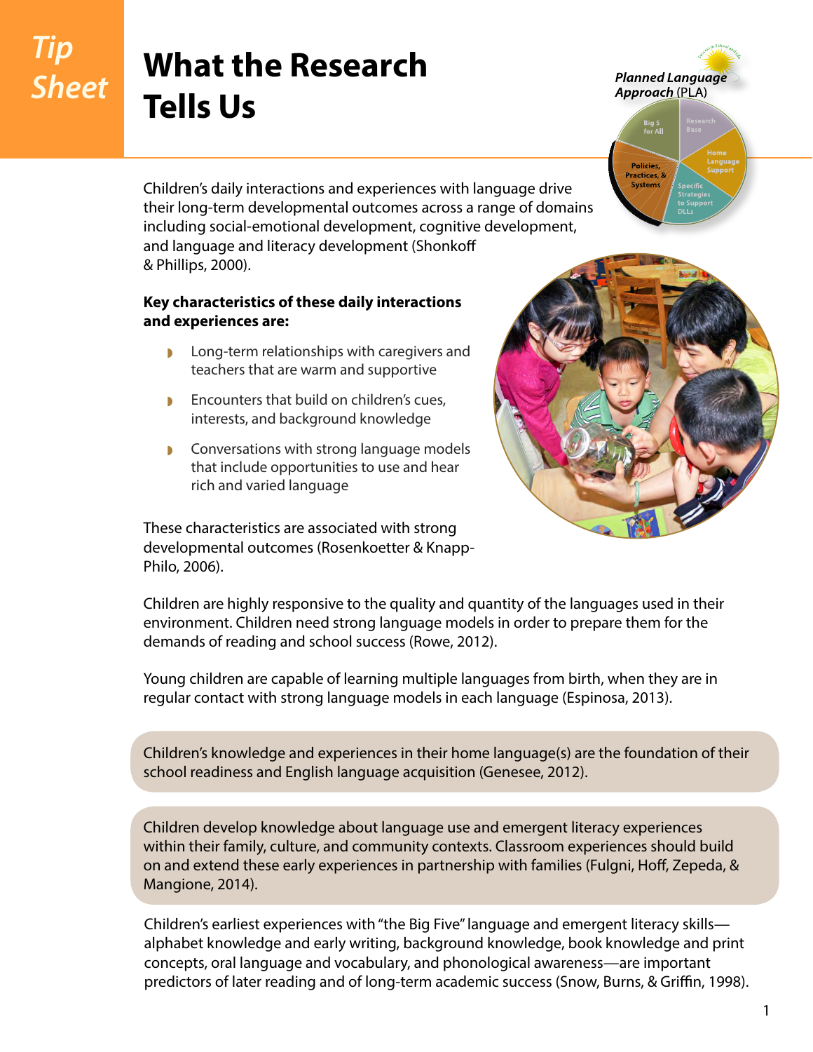Tip Sheet

# What the Research Tells Us

*Planned Language Approach* (PLA)

Children's daily interactions and experiences with language drive their long-term developmental outcomes across a range of domains including social-emotional development, cognitive development, and language and literacy development (Shonkoff & Phillips, 2000).

**Key characteristics of these daily interactions and experiences are:**

- Long-term relationships with caregivers and teachers that are warm and supportive
- Encounters that build on children's cues, interests, and background knowledge
- Conversations with strong language models that include opportunities to use and hear rich and varied language

These characteristics are associated with strong developmental outcomes (Rosenkoetter & Knapp-Philo, 2006).

Children are highly responsive to the quality and quantity of the languages used in their environment. Children need strong language models in order to prepare them for the demands of reading and school success (Rowe, 2012).

Young children are capable of learning multiple languages from birth, when they are in regular contact with strong language models in each language (Espinosa, 2013).

Children's knowledge and experiences in their home language(s) are the foundation of their school readiness and English language acquisition (Genesee, 2012).

Children develop knowledge about language use and emergent literacy experiences within their family, culture, and community contexts. Classroom experiences should build on and extend these early experiences in partnership with families (Fulgni, Hoff, Zepeda, & Mangione, 2014).

Children's earliest experiences with "the Big Five" language and emergent literacy skills—alphabet knowledge and early writing, background knowledge, book knowledge and print concepts, oral language and vocabulary, and phonological awareness—are important predictors of later reading and of long-term academic success (Snow, Burns, & Griffin, 1998).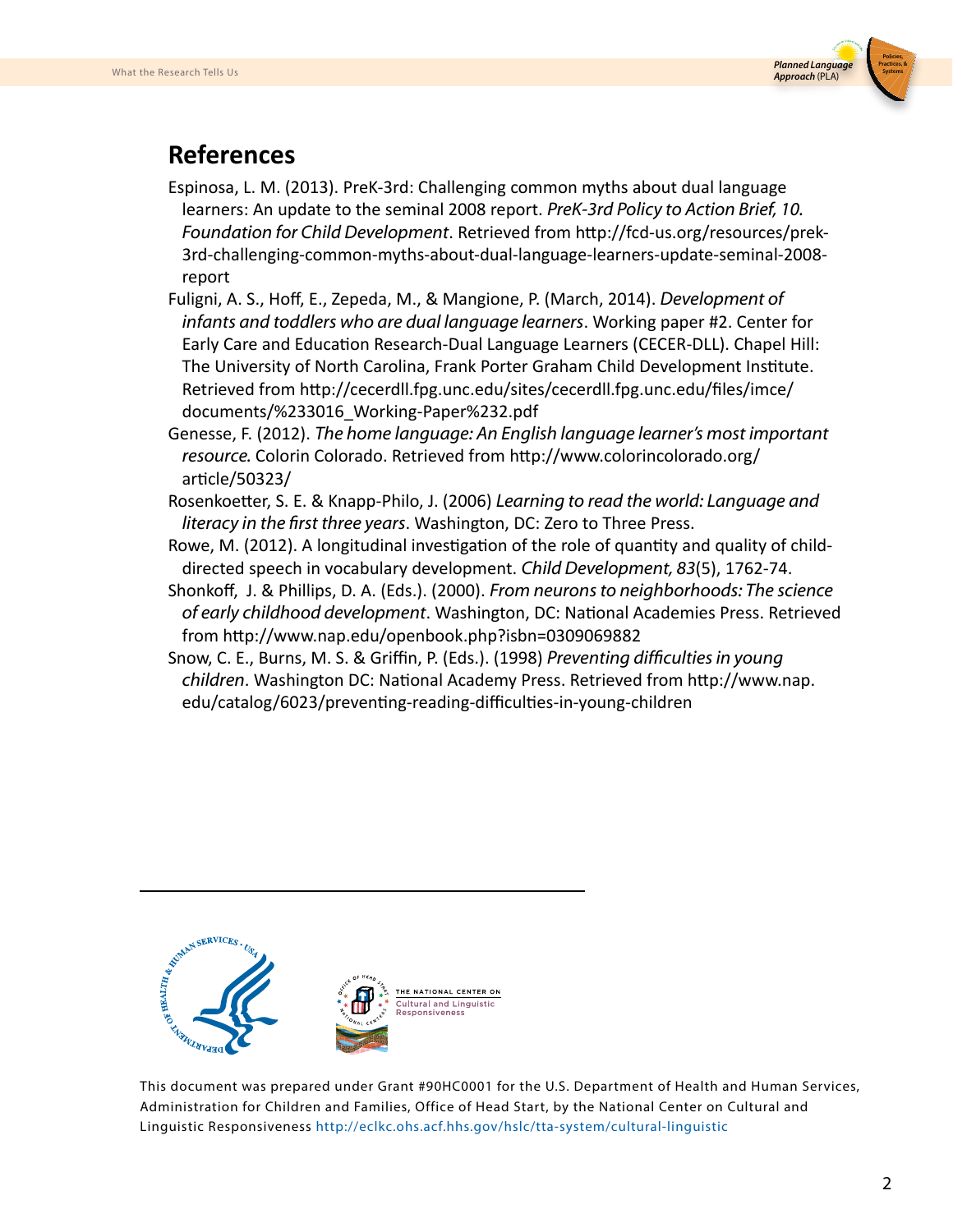## References

Espinosa, L. M. (2013). PreK-3rd: Challenging common myths about dual language learners: An update to the seminal 2008 report. *PreK-3rd Policy to Action Brief, 10. Foundation for Child Development*. Retrieved from http://fcd-us.org/resources/prek-3rd-challenging-common-myths-about-dual-language-learners-update-seminal-2008-report

Fuligni, A. S., Hoff, E., Zepeda, M., & Mangione, P. (March, 2014). *Development of infants and toddlers who are dual language learners*. Working paper #2. Center for Early Care and Education Research-Dual Language Learners (CECER-DLL). Chapel Hill: The University of North Carolina, Frank Porter Graham Child Development Institute. Retrieved from http://cecerdll.fpg.unc.edu/sites/cecerdll.fpg.unc.edu/files/imce/documents/%233016_Working-Paper%232.pdf

Genesse, F. (2012). *The home language: An English language learner's most important resource.* Colorin Colorado. Retrieved from http://www.colorincolorado.org/article/50323/

Rosenkoetter, S. E. & Knapp-Philo, J. (2006) *Learning to read the world: Language and literacy in the first three years*. Washington, DC: Zero to Three Press.

Rowe, M. (2012). A longitudinal investigation of the role of quantity and quality of child-directed speech in vocabulary development. *Child Development, 83*(5), 1762-74.

Shonkoff, J. & Phillips, D. A. (Eds.). (2000). *From neurons to neighborhoods: The science of early childhood development*. Washington, DC: National Academies Press. Retrieved from http://www.nap.edu/openbook.php?isbn=0309069882

Snow, C. E., Burns, M. S. & Griffin, P. (Eds.). (1998) *Preventing difficulties in young children*. Washington DC: National Academy Press. Retrieved from http://www.nap.edu/catalog/6023/preventing-reading-difficulties-in-young-children

THE NATIONAL CENTER ON Cultural and Linguistic Responsiveness

This document was prepared under Grant #90HC0001 for the U.S. Department of Health and Human Services, Administration for Children and Families, Office of Head Start, by the National Center on Cultural and Linguistic Responsiveness http://eclkc.ohs.acf.hhs.gov/hslc/tta-system/cultural-linguistic